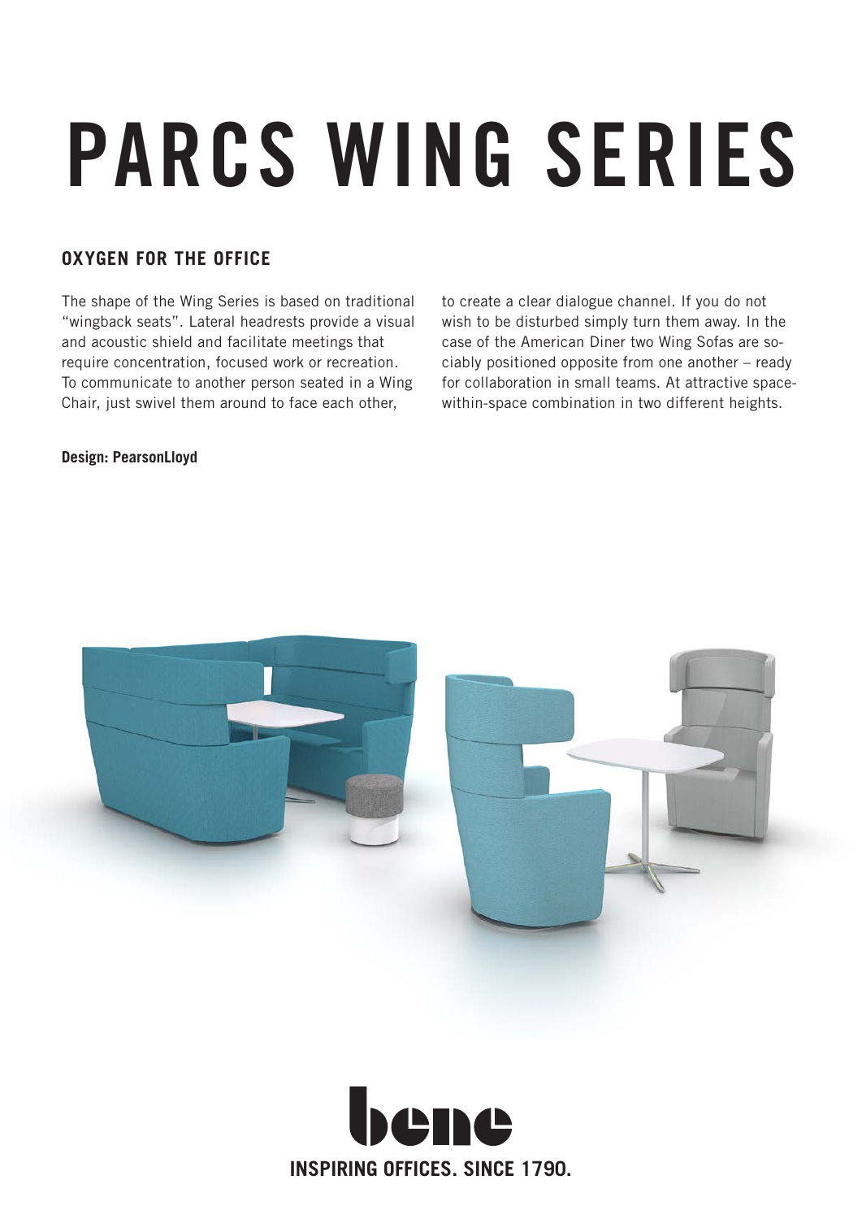# PARCS WING SERIES

## OXYGEN FOR THE OFFICE

The shape of the Wing Series is based on traditional "wingback seats". Lateral headrests provide a visual and acoustic shield and facilitate meetings that require concentration, focused work or recreation. To communicate to another person seated in a Wing Chair, just swivel them around to face each other, to create a clear dialogue channel. If you do not wish to be disturbed simply turn them away. In the case of the American Diner two Wing Sofas are sociably positioned opposite from one another – ready for collaboration in small teams. At attractive space-within-space combination in two different heights.

**Design: PearsonLloyd**

bene

**INSPIRING OFFICES. SINCE 1790.**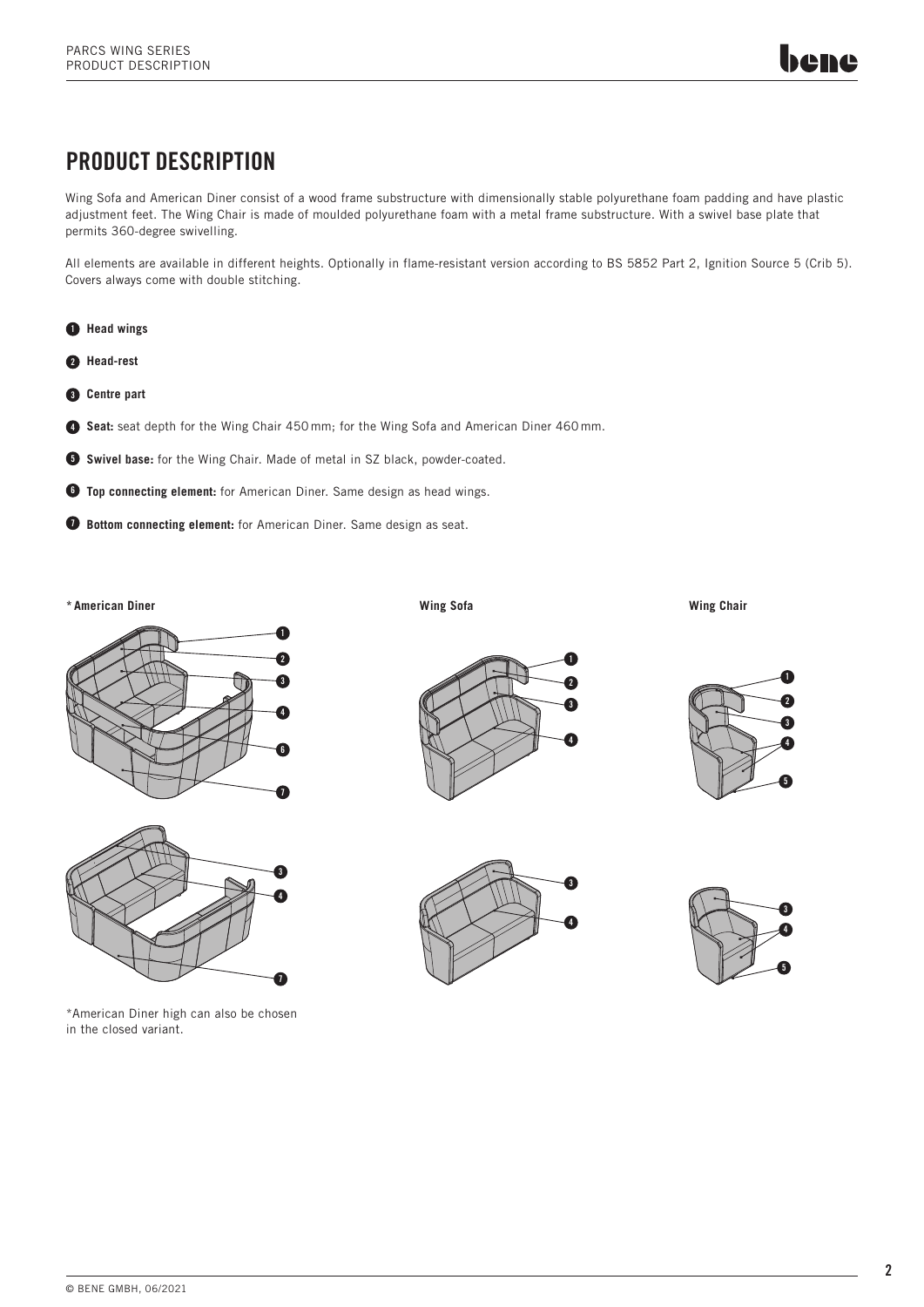# PRODUCT DESCRIPTION

Wing Sofa and American Diner consist of a wood frame substructure with dimensionally stable polyurethane foam padding and have plastic adjustment feet. The Wing Chair is made of moulded polyurethane foam with a metal frame substructure. With a swivel base plate that permits 360-degree swivelling.

All elements are available in different heights. Optionally in flame-resistant version according to BS 5852 Part 2, Ignition Source 5 (Crib 5). Covers always come with double stitching.

1. **Head wings**
2. **Head-rest**
3. **Centre part**
4. **Seat:** seat depth for the Wing Chair 450 mm; for the Wing Sofa and American Diner 460 mm.
5. **Swivel base:** for the Wing Chair. Made of metal in SZ black, powder-coated.
6. **Top connecting element:** for American Diner. Same design as head wings.
7. **Bottom connecting element:** for American Diner. Same design as seat.

**\* American Diner**

**Wing Sofa**

**Wing Chair**

*American Diner high can also be chosen in the closed variant.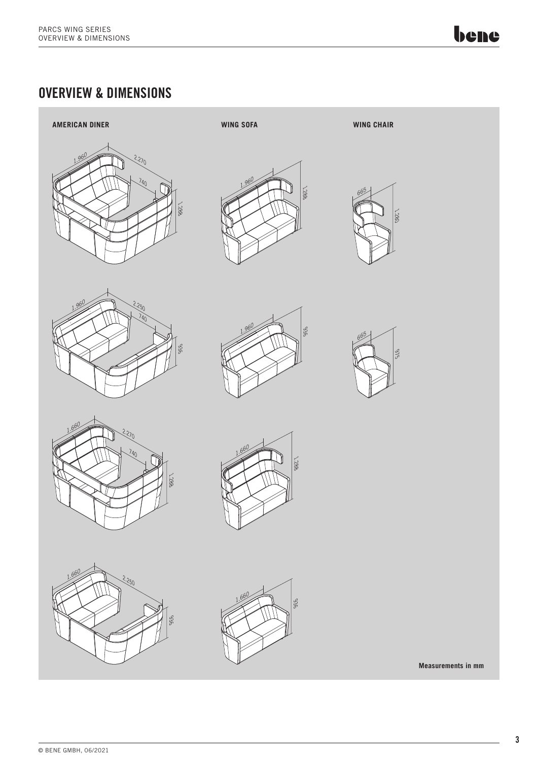# OVERVIEW & DIMENSIONS

**AMERICAN DINER**

1.960 | 2.270 | 740 | 1.288

1.960 | 2.250 | 740 | 936

1.660 | 2.270 | 740 | 1.288

1.660 | 2.250 | 936

**WING SOFA**

1.960 | 1.288

1.960 | 936

1.660 | 1.288

1.660 | 936

**WING CHAIR**

665 | 1.280

665 | 975

**Measurements in mm**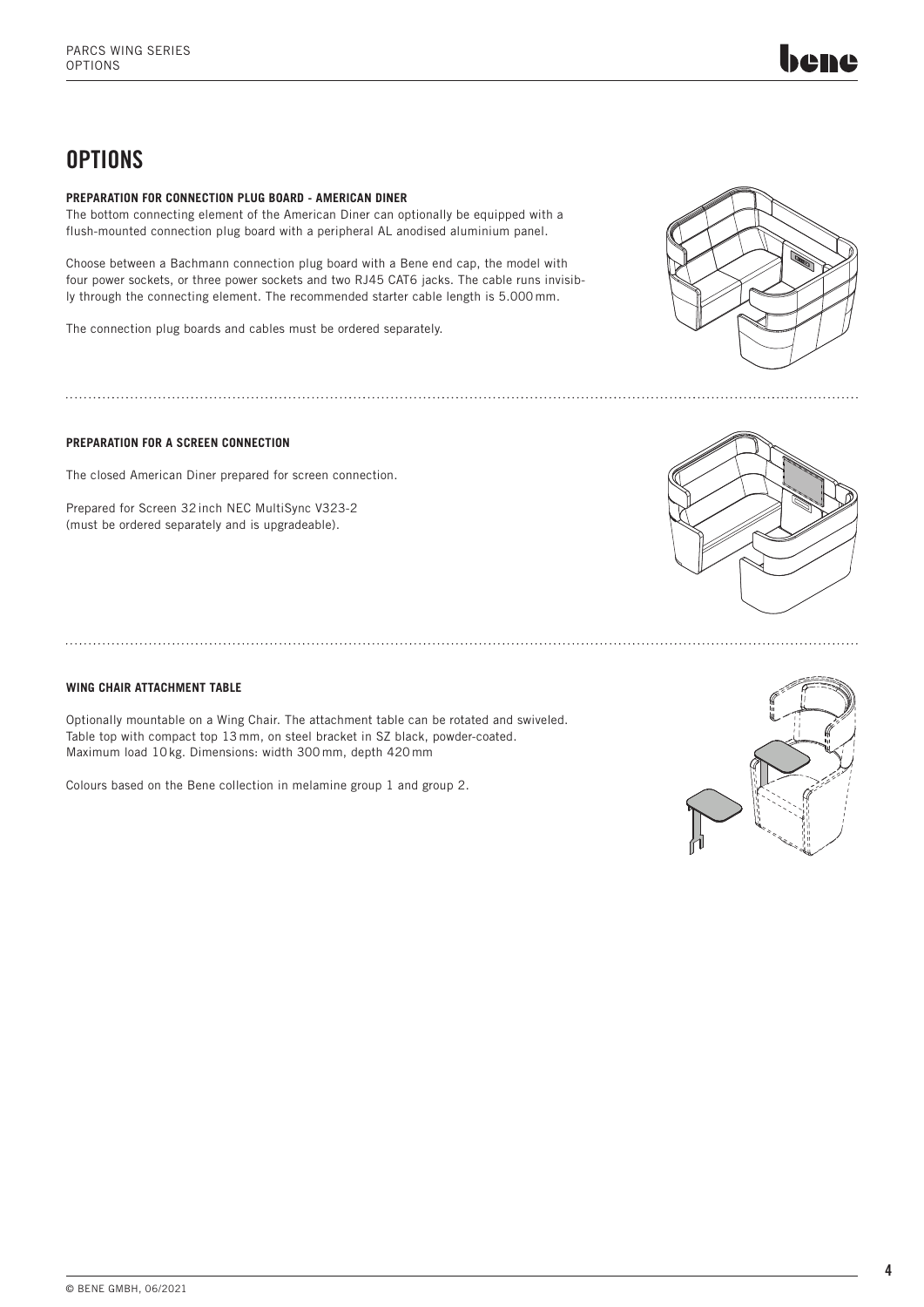# OPTIONS

**PREPARATION FOR CONNECTION PLUG BOARD - AMERICAN DINER**

The bottom connecting element of the American Diner can optionally be equipped with a flush-mounted connection plug board with a peripheral AL anodised aluminium panel.

Choose between a Bachmann connection plug board with a Bene end cap, the model with four power sockets, or three power sockets and two RJ45 CAT6 jacks. The cable runs invisibly through the connecting element. The recommended starter cable length is 5.000 mm.

The connection plug boards and cables must be ordered separately.

**PREPARATION FOR A SCREEN CONNECTION**

The closed American Diner prepared for screen connection.

Prepared for Screen 32 inch NEC MultiSync V323-2 (must be ordered separately and is upgradeable).

**WING CHAIR ATTACHMENT TABLE**

Optionally mountable on a Wing Chair. The attachment table can be rotated and swiveled. Table top with compact top 13 mm, on steel bracket in SZ black, powder-coated. Maximum load 10 kg. Dimensions: width 300 mm, depth 420 mm

Colours based on the Bene collection in melamine group 1 and group 2.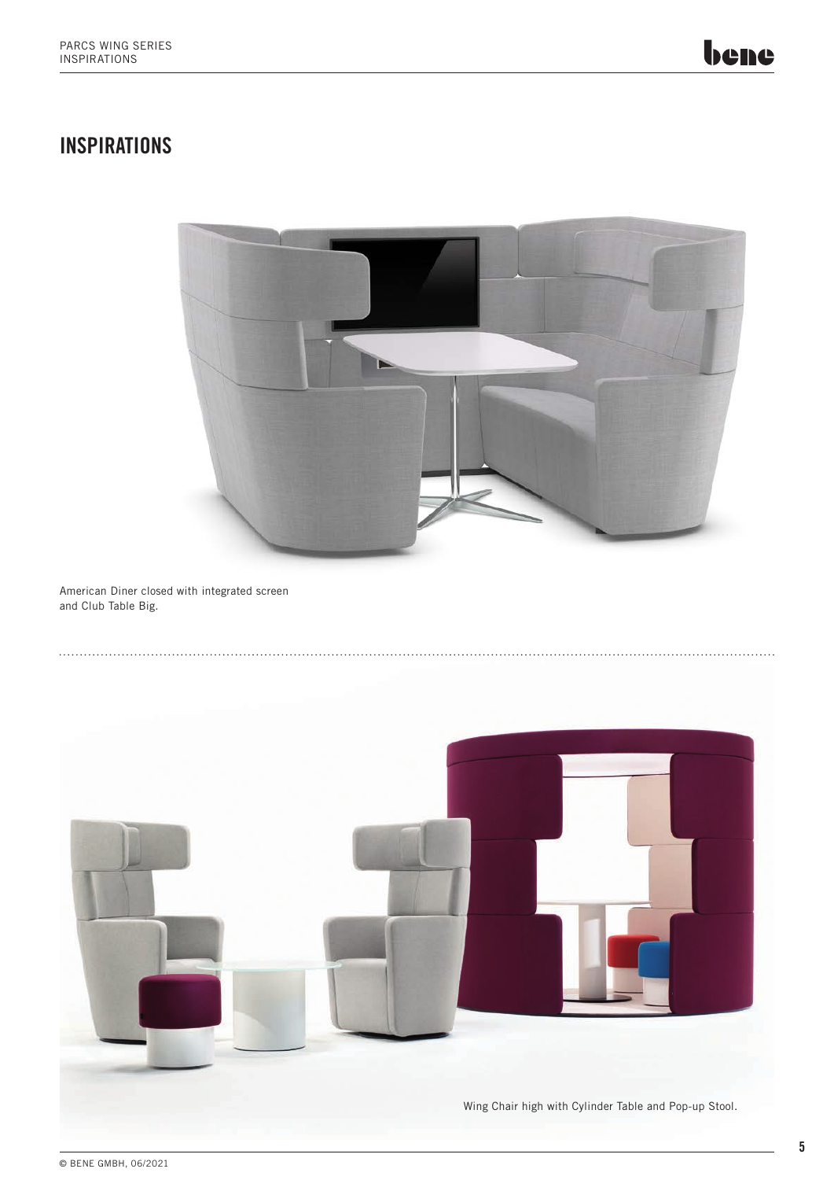# INSPIRATIONS

American Diner closed with integrated screen and Club Table Big.

Wing Chair high with Cylinder Table and Pop-up Stool.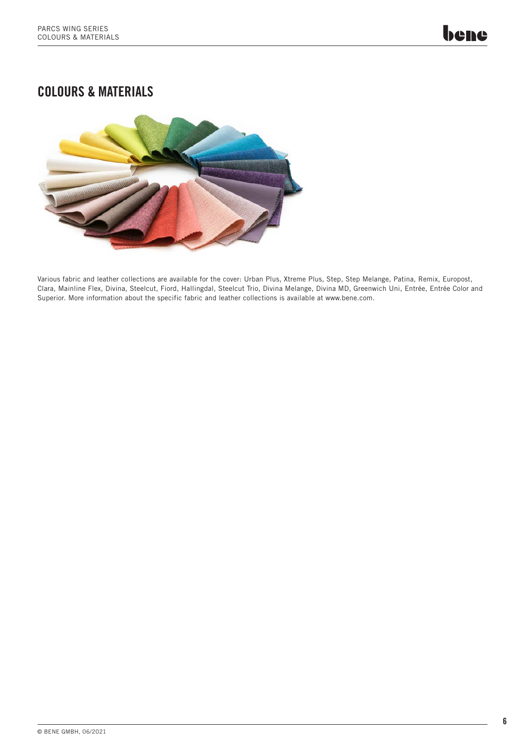## COLOURS & MATERIALS

Various fabric and leather collections are available for the cover: Urban Plus, Xtreme Plus, Step, Step Melange, Patina, Remix, Europost, Clara, Mainline Flex, Divina, Steelcut, Fiord, Hallingdal, Steelcut Trio, Divina Melange, Divina MD, Greenwich Uni, Entrée, Entrée Color and Superior. More information about the specific fabric and leather collections is available at www.bene.com.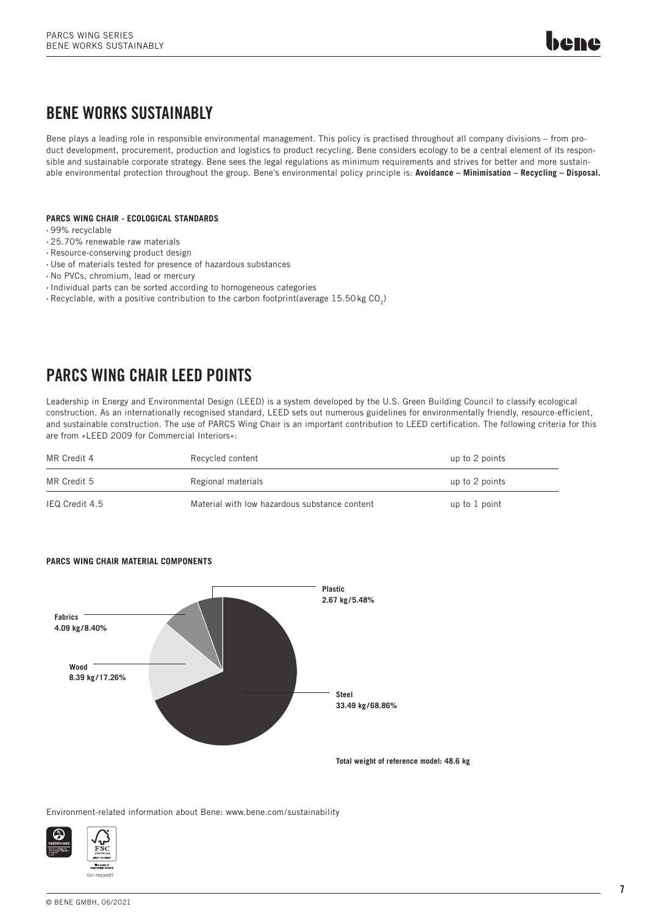## BENE WORKS SUSTAINABLY

Bene plays a leading role in responsible environmental management. This policy is practised throughout all company divisions – from product development, procurement, production and logistics to product recycling. Bene considers ecology to be a central element of its responsible and sustainable corporate strategy. Bene sees the legal regulations as minimum requirements and strives for better and more sustainable environmental protection throughout the group. Bene's environmental policy principle is: **Avoidance – Minimisation – Recycling – Disposal.**

**PARCS WING CHAIR - ECOLOGICAL STANDARDS**

- 99% recyclable
- 25.70% renewable raw materials
- Resource-conserving product design
- Use of materials tested for presence of hazardous substances
- No PVCs, chromium, lead or mercury
- Individual parts can be sorted according to homogeneous categories
- Recyclable, with a positive contribution to the carbon footprint(average 15.50 kg $CO_2$)

## PARCS WING CHAIR LEED POINTS

Leadership in Energy and Environmental Design (LEED) is a system developed by the U.S. Green Building Council to classify ecological construction. As an internationally recognised standard, LEED sets out numerous guidelines for environmentally friendly, resource-efficient, and sustainable construction. The use of PARCS Wing Chair is an important contribution to LEED certification. The following criteria for this are from »LEED 2009 for Commercial Interiors«:

| | | |
|---|---|---|
| MR Credit 4 | Recycled content | up to 2 points |
| MR Credit 5 | Regional materials | up to 2 points |
| IEQ Credit 4.5 | Material with low hazardous substance content | up to 1 point |

**PARCS WING CHAIR MATERIAL COMPONENTS**

Plastic
2.67 kg/5.48%

Fabrics
4.09 kg/8.40%

Wood
8.39 kg/17.26%

Steel
33.49 kg/68.86%

Total weight of reference model: 48.6 kg

Environment-related information about Bene: www.bene.com/sustainability

(on request)

© BENE GMBH, 06/2021